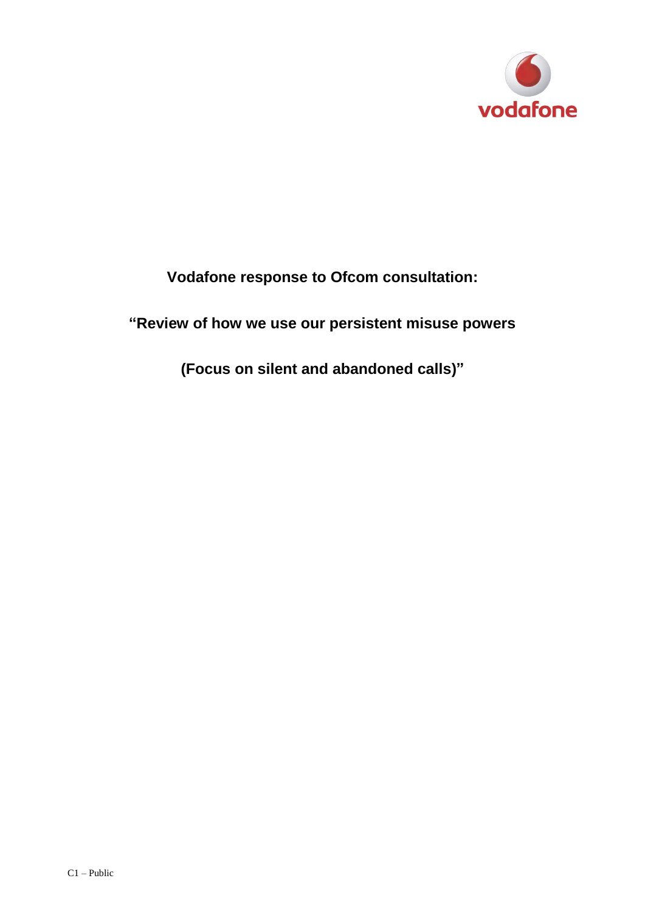**Vodafone response to Ofcom consultation:**

**"Review of how we use our persistent misuse powers**

**(Focus on silent and abandoned calls)"**

C1 – Public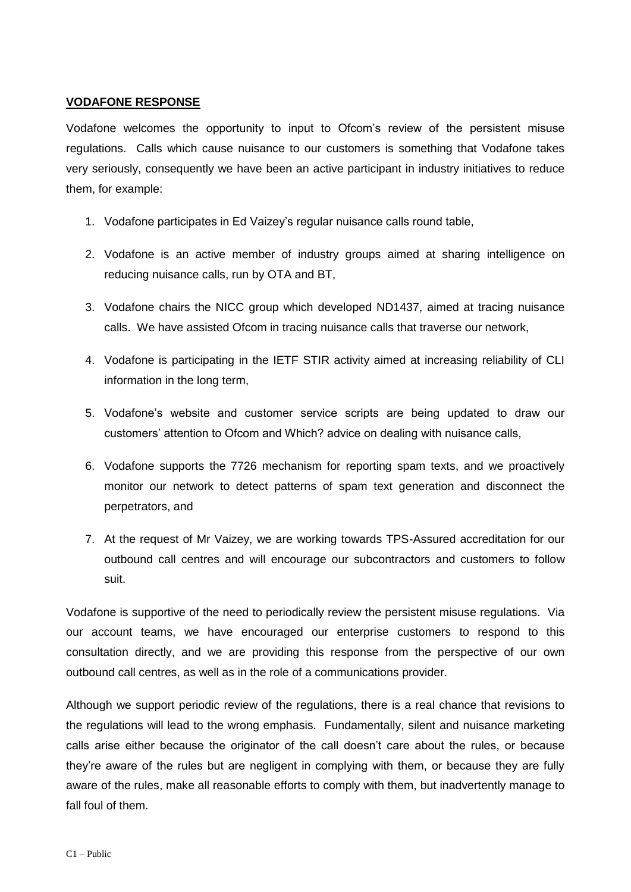**VODAFONE RESPONSE**

Vodafone welcomes the opportunity to input to Ofcom's review of the persistent misuse regulations. Calls which cause nuisance to our customers is something that Vodafone takes very seriously, consequently we have been an active participant in industry initiatives to reduce them, for example:

1. Vodafone participates in Ed Vaizey's regular nuisance calls round table,
2. Vodafone is an active member of industry groups aimed at sharing intelligence on reducing nuisance calls, run by OTA and BT,
3. Vodafone chairs the NICC group which developed ND1437, aimed at tracing nuisance calls. We have assisted Ofcom in tracing nuisance calls that traverse our network,
4. Vodafone is participating in the IETF STIR activity aimed at increasing reliability of CLI information in the long term,
5. Vodafone's website and customer service scripts are being updated to draw our customers' attention to Ofcom and Which? advice on dealing with nuisance calls,
6. Vodafone supports the 7726 mechanism for reporting spam texts, and we proactively monitor our network to detect patterns of spam text generation and disconnect the perpetrators, and
7. At the request of Mr Vaizey, we are working towards TPS-Assured accreditation for our outbound call centres and will encourage our subcontractors and customers to follow suit.

Vodafone is supportive of the need to periodically review the persistent misuse regulations. Via our account teams, we have encouraged our enterprise customers to respond to this consultation directly, and we are providing this response from the perspective of our own outbound call centres, as well as in the role of a communications provider.

Although we support periodic review of the regulations, there is a real chance that revisions to the regulations will lead to the wrong emphasis. Fundamentally, silent and nuisance marketing calls arise either because the originator of the call doesn't care about the rules, or because they're aware of the rules but are negligent in complying with them, or because they are fully aware of the rules, make all reasonable efforts to comply with them, but inadvertently manage to fall foul of them.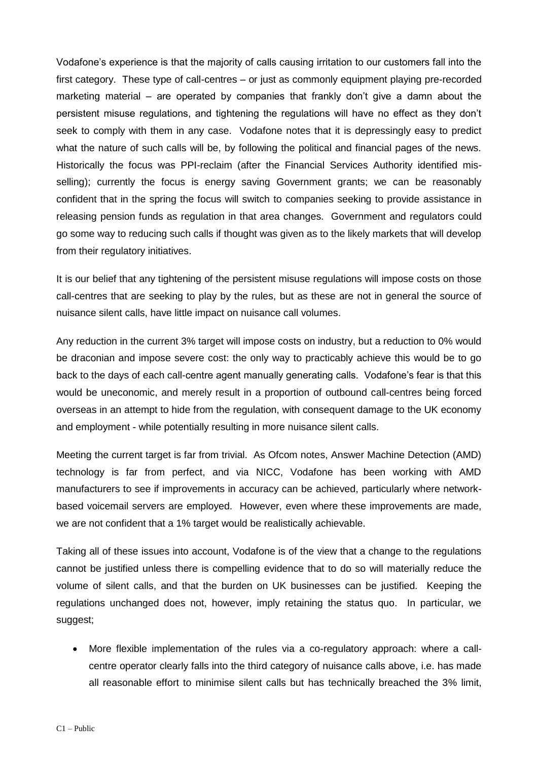Vodafone's experience is that the majority of calls causing irritation to our customers fall into the first category. These type of call-centres – or just as commonly equipment playing pre-recorded marketing material – are operated by companies that frankly don't give a damn about the persistent misuse regulations, and tightening the regulations will have no effect as they don't seek to comply with them in any case. Vodafone notes that it is depressingly easy to predict what the nature of such calls will be, by following the political and financial pages of the news. Historically the focus was PPI-reclaim (after the Financial Services Authority identified mis-selling); currently the focus is energy saving Government grants; we can be reasonably confident that in the spring the focus will switch to companies seeking to provide assistance in releasing pension funds as regulation in that area changes. Government and regulators could go some way to reducing such calls if thought was given as to the likely markets that will develop from their regulatory initiatives.

It is our belief that any tightening of the persistent misuse regulations will impose costs on those call-centres that are seeking to play by the rules, but as these are not in general the source of nuisance silent calls, have little impact on nuisance call volumes.

Any reduction in the current 3% target will impose costs on industry, but a reduction to 0% would be draconian and impose severe cost: the only way to practicably achieve this would be to go back to the days of each call-centre agent manually generating calls. Vodafone's fear is that this would be uneconomic, and merely result in a proportion of outbound call-centres being forced overseas in an attempt to hide from the regulation, with consequent damage to the UK economy and employment - while potentially resulting in more nuisance silent calls.

Meeting the current target is far from trivial. As Ofcom notes, Answer Machine Detection (AMD) technology is far from perfect, and via NICC, Vodafone has been working with AMD manufacturers to see if improvements in accuracy can be achieved, particularly where network-based voicemail servers are employed. However, even where these improvements are made, we are not confident that a 1% target would be realistically achievable.

Taking all of these issues into account, Vodafone is of the view that a change to the regulations cannot be justified unless there is compelling evidence that to do so will materially reduce the volume of silent calls, and that the burden on UK businesses can be justified. Keeping the regulations unchanged does not, however, imply retaining the status quo. In particular, we suggest;

- More flexible implementation of the rules via a co-regulatory approach: where a call-centre operator clearly falls into the third category of nuisance calls above, i.e. has made all reasonable effort to minimise silent calls but has technically breached the 3% limit,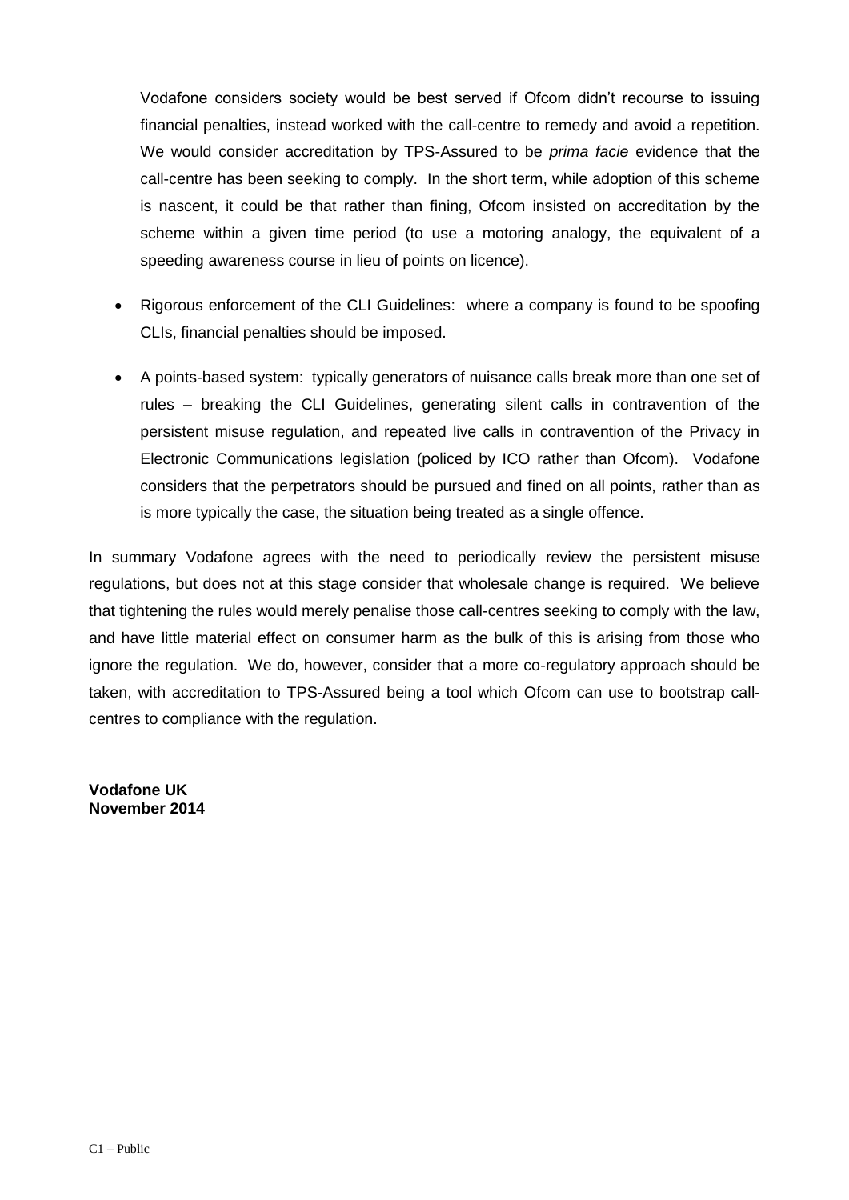Vodafone considers society would be best served if Ofcom didn't recourse to issuing financial penalties, instead worked with the call-centre to remedy and avoid a repetition. We would consider accreditation by TPS-Assured to be *prima facie* evidence that the call-centre has been seeking to comply. In the short term, while adoption of this scheme is nascent, it could be that rather than fining, Ofcom insisted on accreditation by the scheme within a given time period (to use a motoring analogy, the equivalent of a speeding awareness course in lieu of points on licence).

- Rigorous enforcement of the CLI Guidelines: where a company is found to be spoofing CLIs, financial penalties should be imposed.
- A points-based system: typically generators of nuisance calls break more than one set of rules – breaking the CLI Guidelines, generating silent calls in contravention of the persistent misuse regulation, and repeated live calls in contravention of the Privacy in Electronic Communications legislation (policed by ICO rather than Ofcom). Vodafone considers that the perpetrators should be pursued and fined on all points, rather than as is more typically the case, the situation being treated as a single offence.

In summary Vodafone agrees with the need to periodically review the persistent misuse regulations, but does not at this stage consider that wholesale change is required. We believe that tightening the rules would merely penalise those call-centres seeking to comply with the law, and have little material effect on consumer harm as the bulk of this is arising from those who ignore the regulation. We do, however, consider that a more co-regulatory approach should be taken, with accreditation to TPS-Assured being a tool which Ofcom can use to bootstrap call-centres to compliance with the regulation.

**Vodafone UK**
**November 2014**

C1 – Public